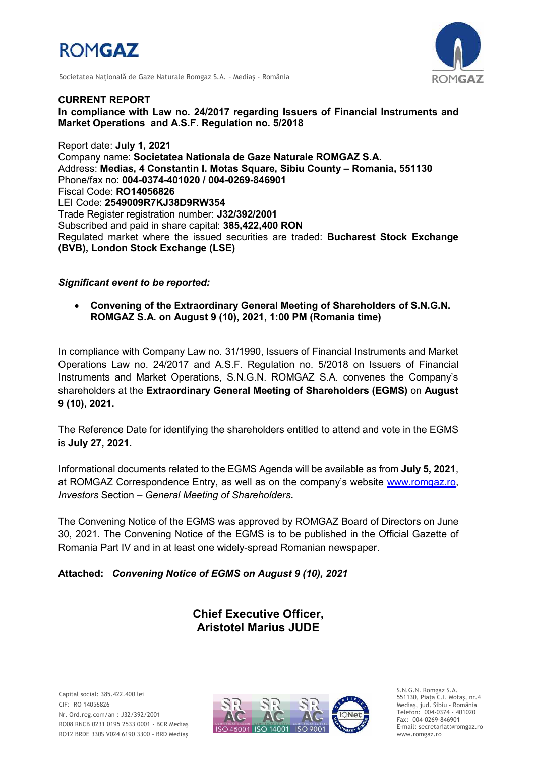# CURRENT REPORT

**In compliance with Law no. 24/2017 regarding Issuers of Financial Instruments and Market Operations and A.S.F. Regulation no. 5/2018**

Report date: **July 1, 2021**
Company name: **Societatea Nationala de Gaze Naturale ROMGAZ S.A.**
Address: **Medias, 4 Constantin I. Motas Square, Sibiu County – Romania, 551130**
Phone/fax no: **004-0374-401020 / 004-0269-846901**
Fiscal Code: **RO14056826**
LEI Code: **2549009R7KJ38D9RW354**
Trade Register registration number: **J32/392/2001**
Subscribed and paid in share capital: **385,422,400 RON**
Regulated market where the issued securities are traded: **Bucharest Stock Exchange (BVB), London Stock Exchange (LSE)**

***Significant event to be reported:***

- **Convening of the Extraordinary General Meeting of Shareholders of S.N.G.N. ROMGAZ S.A. on August 9 (10), 2021, 1:00 PM (Romania time)**

In compliance with Company Law no. 31/1990, Issuers of Financial Instruments and Market Operations Law no. 24/2017 and A.S.F. Regulation no. 5/2018 on Issuers of Financial Instruments and Market Operations, S.N.G.N. ROMGAZ S.A. convenes the Company's shareholders at the **Extraordinary General Meeting of Shareholders (EGMS)** on **August 9 (10), 2021.**

The Reference Date for identifying the shareholders entitled to attend and vote in the EGMS is **July 27, 2021.**

Informational documents related to the EGMS Agenda will be available as from **July 5, 2021**, at ROMGAZ Correspondence Entry, as well as on the company's website www.romgaz.ro, *Investors* Section – *General Meeting of Shareholders***.**

The Convening Notice of the EGMS was approved by ROMGAZ Board of Directors on June 30, 2021. The Convening Notice of the EGMS is to be published in the Official Gazette of Romania Part IV and in at least one widely-spread Romanian newspaper.

**Attached:** ***Convening Notice of EGMS on August 9 (10), 2021***

**Chief Executive Officer,**
**Aristotel Marius JUDE**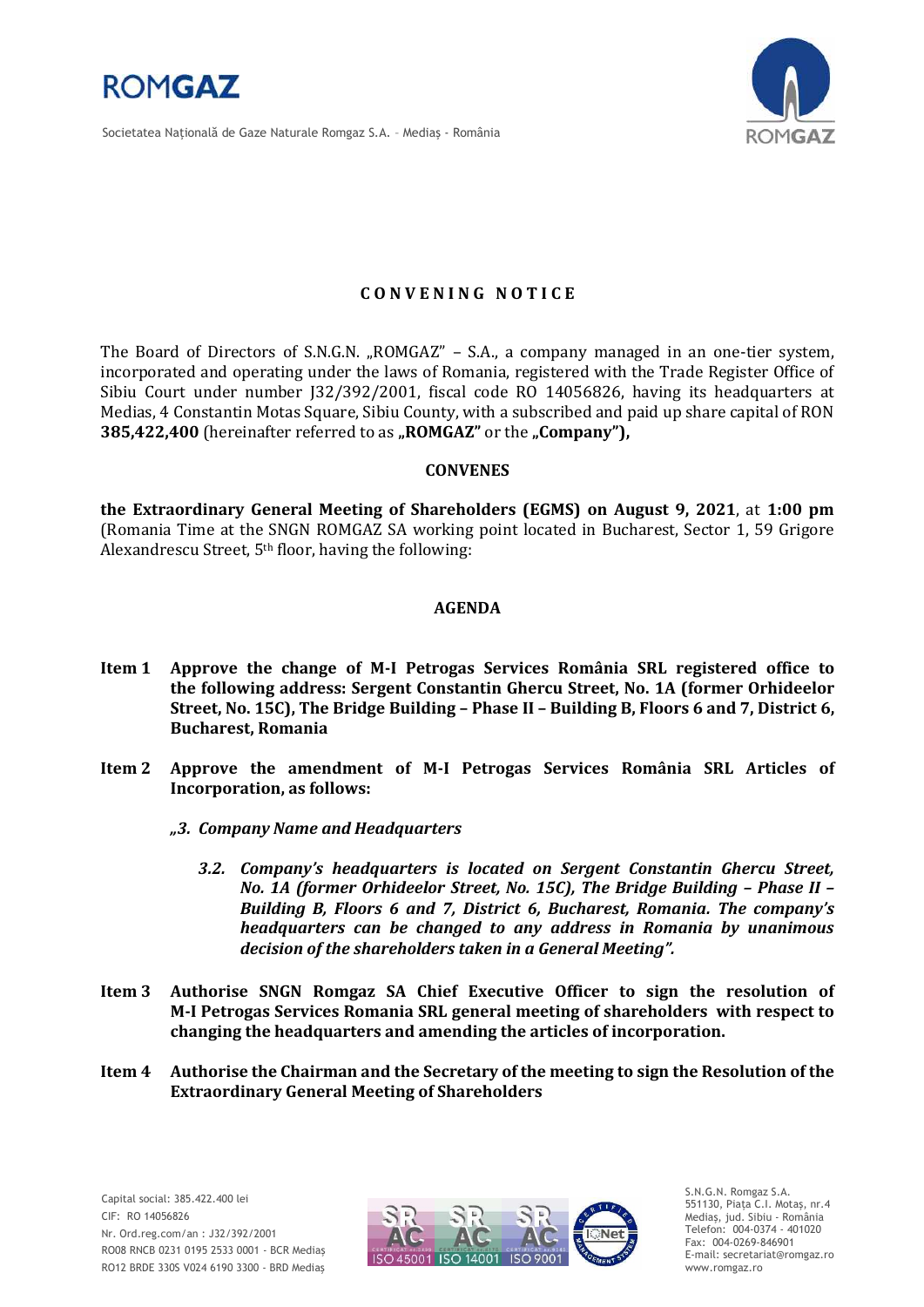## CONVENING NOTICE

The Board of Directors of S.N.G.N. „ROMGAZ" – S.A., a company managed in an one-tier system, incorporated and operating under the laws of Romania, registered with the Trade Register Office of Sibiu Court under number J32/392/2001, fiscal code RO 14056826, having its headquarters at Medias, 4 Constantin Motas Square, Sibiu County, with a subscribed and paid up share capital of RON **385,422,400** (hereinafter referred to as **„ROMGAZ"** or the **„Company"),**

**CONVENES**

**the Extraordinary General Meeting of Shareholders (EGMS) on August 9, 2021**, at **1:00 pm** (Romania Time at the SNGN ROMGAZ SA working point located in Bucharest, Sector 1, 59 Grigore Alexandrescu Street, 5th floor, having the following:

**AGENDA**

**Item 1 Approve the change of M-I Petrogas Services România SRL registered office to the following address: Sergent Constantin Ghercu Street, No. 1A (former Orhideelor Street, No. 15C), The Bridge Building – Phase II – Building B, Floors 6 and 7, District 6, Bucharest, Romania**

**Item 2 Approve the amendment of M-I Petrogas Services România SRL Articles of Incorporation, as follows:**

***„3. Company Name and Headquarters***

***3.2. Company's headquarters is located on Sergent Constantin Ghercu Street, No. 1A (former Orhideelor Street, No. 15C), The Bridge Building – Phase II – Building B, Floors 6 and 7, District 6, Bucharest, Romania. The company's headquarters can be changed to any address in Romania by unanimous decision of the shareholders taken in a General Meeting".***

**Item 3 Authorise SNGN Romgaz SA Chief Executive Officer to sign the resolution of M-I Petrogas Services Romania SRL general meeting of shareholders with respect to changing the headquarters and amending the articles of incorporation.**

**Item 4 Authorise the Chairman and the Secretary of the meeting to sign the Resolution of the Extraordinary General Meeting of Shareholders**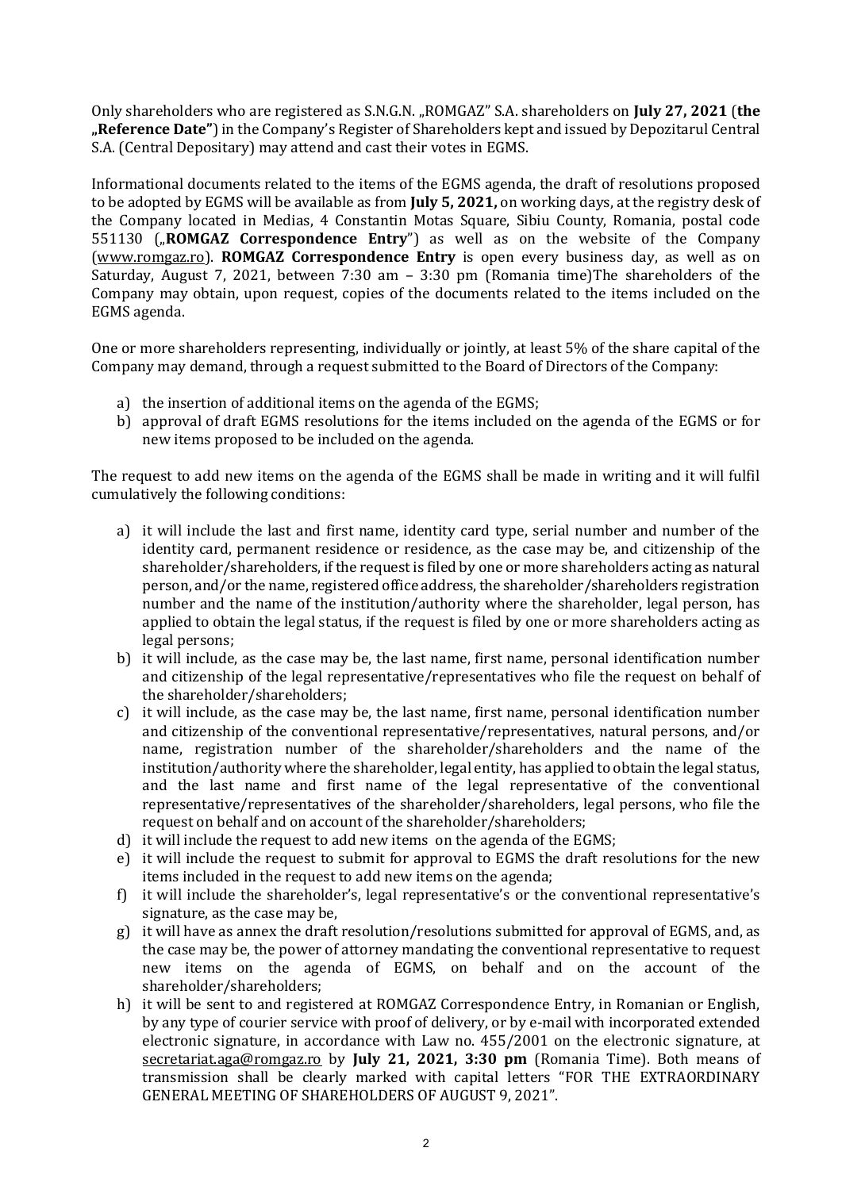Only shareholders who are registered as S.N.G.N. „ROMGAZ" S.A. shareholders on **July 27, 2021** (**the „Reference Date"**) in the Company's Register of Shareholders kept and issued by Depozitarul Central S.A. (Central Depositary) may attend and cast their votes in EGMS.

Informational documents related to the items of the EGMS agenda, the draft of resolutions proposed to be adopted by EGMS will be available as from **July 5, 2021,** on working days, at the registry desk of the Company located in Medias, 4 Constantin Motas Square, Sibiu County, Romania, postal code 551130 („**ROMGAZ Correspondence Entry**") as well as on the website of the Company (www.romgaz.ro). **ROMGAZ Correspondence Entry** is open every business day, as well as on Saturday, August 7, 2021, between 7:30 am – 3:30 pm (Romania time)The shareholders of the Company may obtain, upon request, copies of the documents related to the items included on the EGMS agenda.

One or more shareholders representing, individually or jointly, at least 5% of the share capital of the Company may demand, through a request submitted to the Board of Directors of the Company:

a) the insertion of additional items on the agenda of the EGMS;
b) approval of draft EGMS resolutions for the items included on the agenda of the EGMS or for new items proposed to be included on the agenda.

The request to add new items on the agenda of the EGMS shall be made in writing and it will fulfil cumulatively the following conditions:

a) it will include the last and first name, identity card type, serial number and number of the identity card, permanent residence or residence, as the case may be, and citizenship of the shareholder/shareholders, if the request is filed by one or more shareholders acting as natural person, and/or the name, registered office address, the shareholder/shareholders registration number and the name of the institution/authority where the shareholder, legal person, has applied to obtain the legal status, if the request is filed by one or more shareholders acting as legal persons;
b) it will include, as the case may be, the last name, first name, personal identification number and citizenship of the legal representative/representatives who file the request on behalf of the shareholder/shareholders;
c) it will include, as the case may be, the last name, first name, personal identification number and citizenship of the conventional representative/representatives, natural persons, and/or name, registration number of the shareholder/shareholders and the name of the institution/authority where the shareholder, legal entity, has applied to obtain the legal status, and the last name and first name of the legal representative of the conventional representative/representatives of the shareholder/shareholders, legal persons, who file the request on behalf and on account of the shareholder/shareholders;
d) it will include the request to add new items on the agenda of the EGMS;
e) it will include the request to submit for approval to EGMS the draft resolutions for the new items included in the request to add new items on the agenda;
f) it will include the shareholder's, legal representative's or the conventional representative's signature, as the case may be,
g) it will have as annex the draft resolution/resolutions submitted for approval of EGMS, and, as the case may be, the power of attorney mandating the conventional representative to request new items on the agenda of EGMS, on behalf and on the account of the shareholder/shareholders;
h) it will be sent to and registered at ROMGAZ Correspondence Entry, in Romanian or English, by any type of courier service with proof of delivery, or by e-mail with incorporated extended electronic signature, in accordance with Law no. 455/2001 on the electronic signature, at secretariat.aga@romgaz.ro by **July 21, 2021, 3:30 pm** (Romania Time). Both means of transmission shall be clearly marked with capital letters "FOR THE EXTRAORDINARY GENERAL MEETING OF SHAREHOLDERS OF AUGUST 9, 2021".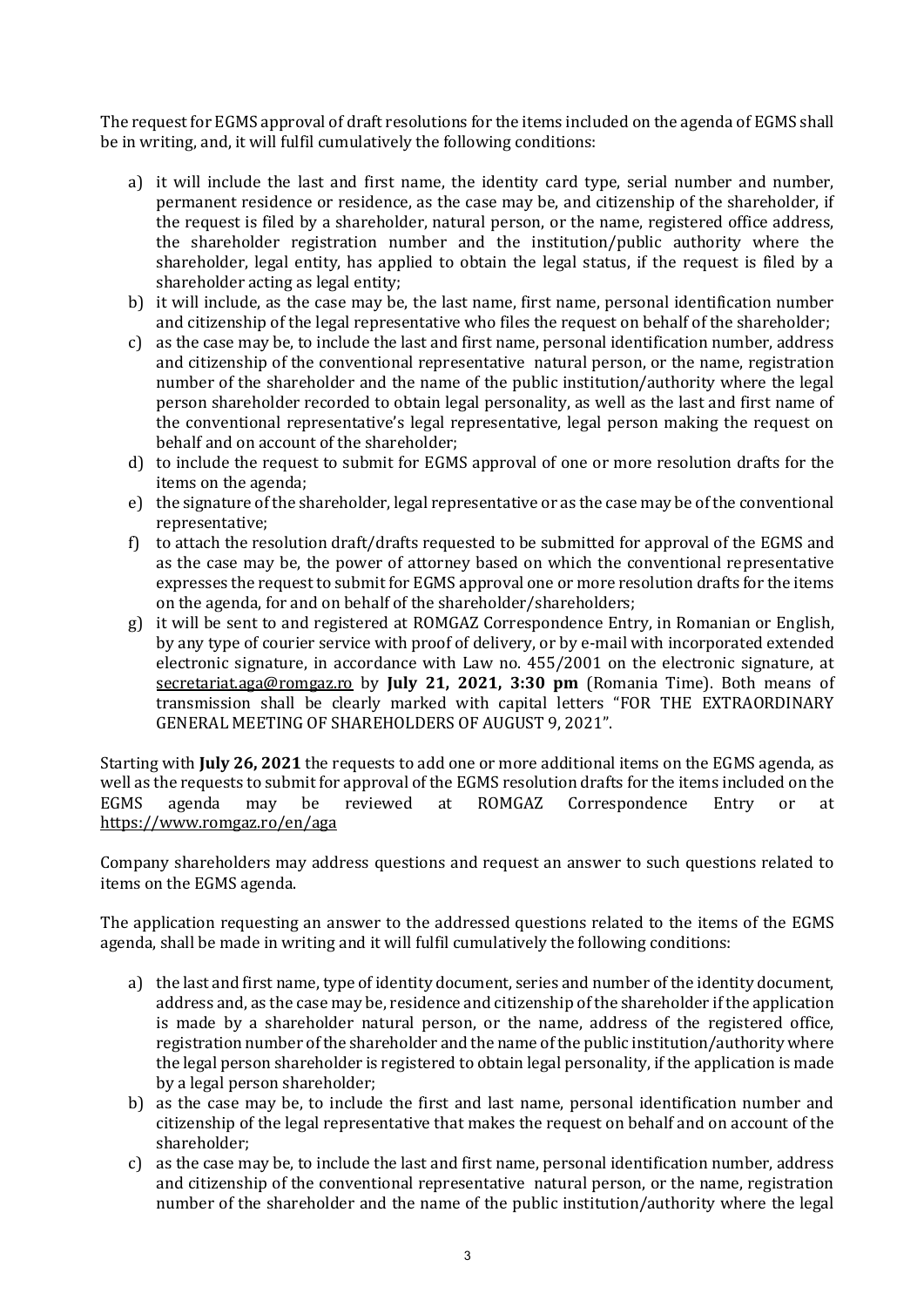The request for EGMS approval of draft resolutions for the items included on the agenda of EGMS shall be in writing, and, it will fulfil cumulatively the following conditions:

a) it will include the last and first name, the identity card type, serial number and number, permanent residence or residence, as the case may be, and citizenship of the shareholder, if the request is filed by a shareholder, natural person, or the name, registered office address, the shareholder registration number and the institution/public authority where the shareholder, legal entity, has applied to obtain the legal status, if the request is filed by a shareholder acting as legal entity;
b) it will include, as the case may be, the last name, first name, personal identification number and citizenship of the legal representative who files the request on behalf of the shareholder;
c) as the case may be, to include the last and first name, personal identification number, address and citizenship of the conventional representative natural person, or the name, registration number of the shareholder and the name of the public institution/authority where the legal person shareholder recorded to obtain legal personality, as well as the last and first name of the conventional representative's legal representative, legal person making the request on behalf and on account of the shareholder;
d) to include the request to submit for EGMS approval of one or more resolution drafts for the items on the agenda;
e) the signature of the shareholder, legal representative or as the case may be of the conventional representative;
f) to attach the resolution draft/drafts requested to be submitted for approval of the EGMS and as the case may be, the power of attorney based on which the conventional representative expresses the request to submit for EGMS approval one or more resolution drafts for the items on the agenda, for and on behalf of the shareholder/shareholders;
g) it will be sent to and registered at ROMGAZ Correspondence Entry, in Romanian or English, by any type of courier service with proof of delivery, or by e-mail with incorporated extended electronic signature, in accordance with Law no. 455/2001 on the electronic signature, at secretariat.aga@romgaz.ro by **July 21, 2021, 3:30 pm** (Romania Time). Both means of transmission shall be clearly marked with capital letters "FOR THE EXTRAORDINARY GENERAL MEETING OF SHAREHOLDERS OF AUGUST 9, 2021".

Starting with **July 26, 2021** the requests to add one or more additional items on the EGMS agenda, as well as the requests to submit for approval of the EGMS resolution drafts for the items included on the EGMS agenda may be reviewed at ROMGAZ Correspondence Entry or at https://www.romgaz.ro/en/aga

Company shareholders may address questions and request an answer to such questions related to items on the EGMS agenda.

The application requesting an answer to the addressed questions related to the items of the EGMS agenda, shall be made in writing and it will fulfil cumulatively the following conditions:

a) the last and first name, type of identity document, series and number of the identity document, address and, as the case may be, residence and citizenship of the shareholder if the application is made by a shareholder natural person, or the name, address of the registered office, registration number of the shareholder and the name of the public institution/authority where the legal person shareholder is registered to obtain legal personality, if the application is made by a legal person shareholder;
b) as the case may be, to include the first and last name, personal identification number and citizenship of the legal representative that makes the request on behalf and on account of the shareholder;
c) as the case may be, to include the last and first name, personal identification number, address and citizenship of the conventional representative natural person, or the name, registration number of the shareholder and the name of the public institution/authority where the legal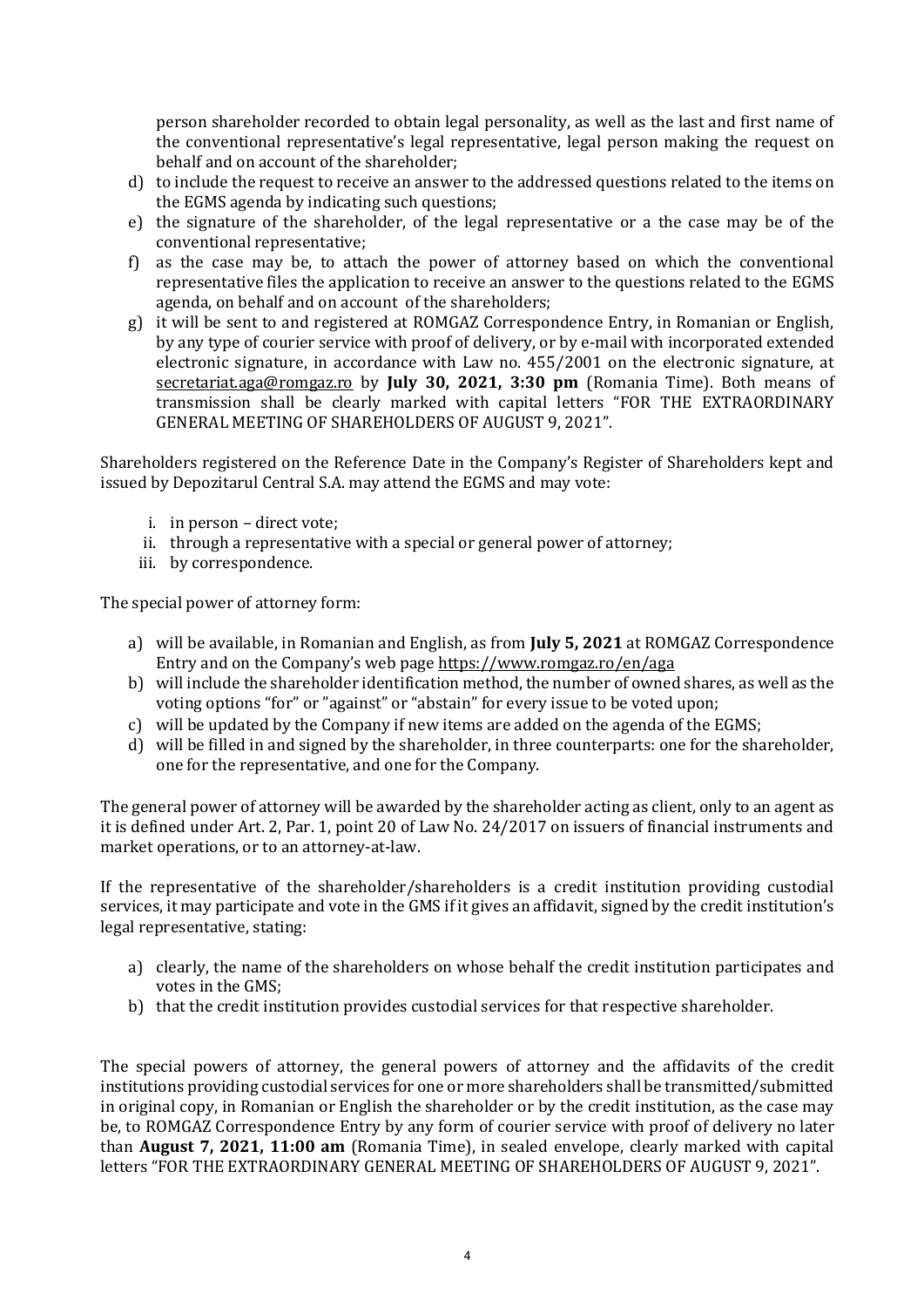person shareholder recorded to obtain legal personality, as well as the last and first name of the conventional representative's legal representative, legal person making the request on behalf and on account of the shareholder;

d) to include the request to receive an answer to the addressed questions related to the items on the EGMS agenda by indicating such questions;
e) the signature of the shareholder, of the legal representative or a the case may be of the conventional representative;
f) as the case may be, to attach the power of attorney based on which the conventional representative files the application to receive an answer to the questions related to the EGMS agenda, on behalf and on account of the shareholders;
g) it will be sent to and registered at ROMGAZ Correspondence Entry, in Romanian or English, by any type of courier service with proof of delivery, or by e-mail with incorporated extended electronic signature, in accordance with Law no. 455/2001 on the electronic signature, at secretariat.aga@romgaz.ro by **July 30, 2021, 3:30 pm** (Romania Time). Both means of transmission shall be clearly marked with capital letters "FOR THE EXTRAORDINARY GENERAL MEETING OF SHAREHOLDERS OF AUGUST 9, 2021".

Shareholders registered on the Reference Date in the Company's Register of Shareholders kept and issued by Depozitarul Central S.A. may attend the EGMS and may vote:

i. in person – direct vote;
ii. through a representative with a special or general power of attorney;
iii. by correspondence.

The special power of attorney form:

a) will be available, in Romanian and English, as from **July 5, 2021** at ROMGAZ Correspondence Entry and on the Company's web page https://www.romgaz.ro/en/aga
b) will include the shareholder identification method, the number of owned shares, as well as the voting options "for" or "against" or "abstain" for every issue to be voted upon;
c) will be updated by the Company if new items are added on the agenda of the EGMS;
d) will be filled in and signed by the shareholder, in three counterparts: one for the shareholder, one for the representative, and one for the Company.

The general power of attorney will be awarded by the shareholder acting as client, only to an agent as it is defined under Art. 2, Par. 1, point 20 of Law No. 24/2017 on issuers of financial instruments and market operations, or to an attorney-at-law.

If the representative of the shareholder/shareholders is a credit institution providing custodial services, it may participate and vote in the GMS if it gives an affidavit, signed by the credit institution's legal representative, stating:

a) clearly, the name of the shareholders on whose behalf the credit institution participates and votes in the GMS;
b) that the credit institution provides custodial services for that respective shareholder.

The special powers of attorney, the general powers of attorney and the affidavits of the credit institutions providing custodial services for one or more shareholders shall be transmitted/submitted in original copy, in Romanian or English the shareholder or by the credit institution, as the case may be, to ROMGAZ Correspondence Entry by any form of courier service with proof of delivery no later than **August 7, 2021, 11:00 am** (Romania Time), in sealed envelope, clearly marked with capital letters "FOR THE EXTRAORDINARY GENERAL MEETING OF SHAREHOLDERS OF AUGUST 9, 2021".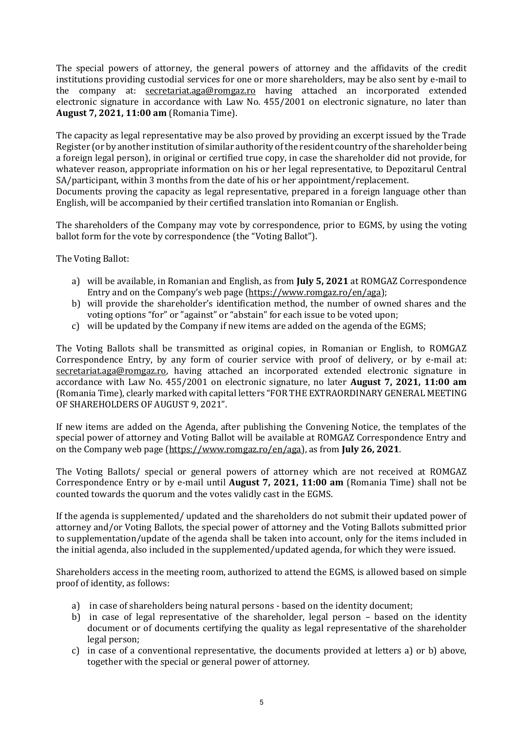The special powers of attorney, the general powers of attorney and the affidavits of the credit institutions providing custodial services for one or more shareholders, may be also sent by e-mail to the company at: secretariat.aga@romgaz.ro having attached an incorporated extended electronic signature in accordance with Law No. 455/2001 on electronic signature, no later than **August 7, 2021, 11:00 am** (Romania Time).

The capacity as legal representative may be also proved by providing an excerpt issued by the Trade Register (or by another institution of similar authority of the resident country of the shareholder being a foreign legal person), in original or certified true copy, in case the shareholder did not provide, for whatever reason, appropriate information on his or her legal representative, to Depozitarul Central SA/participant, within 3 months from the date of his or her appointment/replacement.
Documents proving the capacity as legal representative, prepared in a foreign language other than English, will be accompanied by their certified translation into Romanian or English.

The shareholders of the Company may vote by correspondence, prior to EGMS, by using the voting ballot form for the vote by correspondence (the "Voting Ballot").

The Voting Ballot:

a) will be available, in Romanian and English, as from **July 5, 2021** at ROMGAZ Correspondence Entry and on the Company's web page (https://www.romgaz.ro/en/aga);
b) will provide the shareholder's identification method, the number of owned shares and the voting options "for" or "against" or "abstain" for each issue to be voted upon;
c) will be updated by the Company if new items are added on the agenda of the EGMS;

The Voting Ballots shall be transmitted as original copies, in Romanian or English, to ROMGAZ Correspondence Entry, by any form of courier service with proof of delivery, or by e-mail at: secretariat.aga@romgaz.ro, having attached an incorporated extended electronic signature in accordance with Law No. 455/2001 on electronic signature, no later **August 7, 2021, 11:00 am** (Romania Time), clearly marked with capital letters "FOR THE EXTRAORDINARY GENERAL MEETING OF SHAREHOLDERS OF AUGUST 9, 2021".

If new items are added on the Agenda, after publishing the Convening Notice, the templates of the special power of attorney and Voting Ballot will be available at ROMGAZ Correspondence Entry and on the Company web page (https://www.romgaz.ro/en/aga), as from **July 26, 2021**.

The Voting Ballots/ special or general powers of attorney which are not received at ROMGAZ Correspondence Entry or by e-mail until **August 7, 2021, 11:00 am** (Romania Time) shall not be counted towards the quorum and the votes validly cast in the EGMS.

If the agenda is supplemented/ updated and the shareholders do not submit their updated power of attorney and/or Voting Ballots, the special power of attorney and the Voting Ballots submitted prior to supplementation/update of the agenda shall be taken into account, only for the items included in the initial agenda, also included in the supplemented/updated agenda, for which they were issued.

Shareholders access in the meeting room, authorized to attend the EGMS, is allowed based on simple proof of identity, as follows:

a) in case of shareholders being natural persons - based on the identity document;
b) in case of legal representative of the shareholder, legal person – based on the identity document or of documents certifying the quality as legal representative of the shareholder legal person;
c) in case of a conventional representative, the documents provided at letters a) or b) above, together with the special or general power of attorney.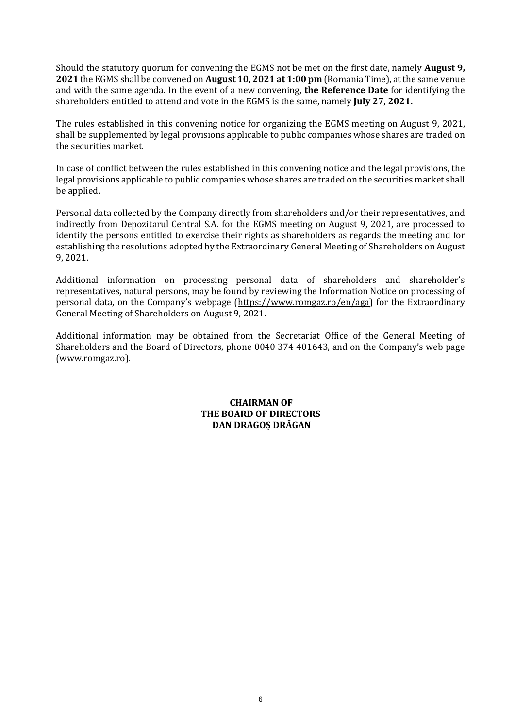Should the statutory quorum for convening the EGMS not be met on the first date, namely **August 9, 2021** the EGMS shall be convened on **August 10, 2021 at 1:00 pm** (Romania Time), at the same venue and with the same agenda. In the event of a new convening, **the Reference Date** for identifying the shareholders entitled to attend and vote in the EGMS is the same, namely **July 27, 2021.**

The rules established in this convening notice for organizing the EGMS meeting on August 9, 2021, shall be supplemented by legal provisions applicable to public companies whose shares are traded on the securities market.

In case of conflict between the rules established in this convening notice and the legal provisions, the legal provisions applicable to public companies whose shares are traded on the securities market shall be applied.

Personal data collected by the Company directly from shareholders and/or their representatives, and indirectly from Depozitarul Central S.A. for the EGMS meeting on August 9, 2021, are processed to identify the persons entitled to exercise their rights as shareholders as regards the meeting and for establishing the resolutions adopted by the Extraordinary General Meeting of Shareholders on August 9, 2021.

Additional information on processing personal data of shareholders and shareholder's representatives, natural persons, may be found by reviewing the Information Notice on processing of personal data, on the Company's webpage (https://www.romgaz.ro/en/aga) for the Extraordinary General Meeting of Shareholders on August 9, 2021.

Additional information may be obtained from the Secretariat Office of the General Meeting of Shareholders and the Board of Directors, phone 0040 374 401643, and on the Company's web page (www.romgaz.ro).

**CHAIRMAN OF**
**THE BOARD OF DIRECTORS**
**DAN DRAGOȘ DRĂGAN**